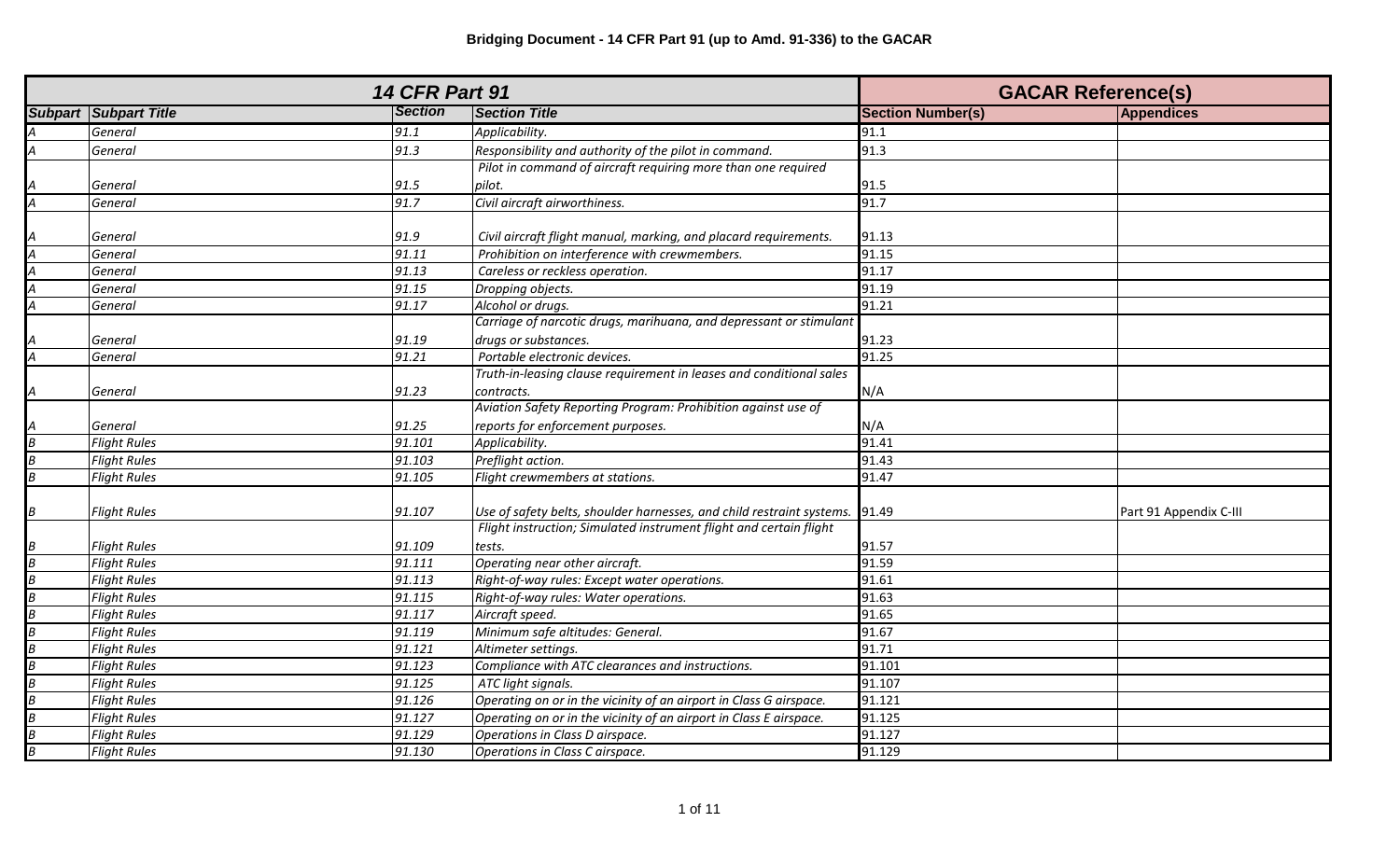# Bridging Document - 14 CFR Part 91 (up to Amd. 91-336) to the GACAR

| 14 CFR Part 91 | | | | GACAR Reference(s) | |
|---|---|---|---|---|---|
| **Subpart** | **Subpart Title** | **Section** | **Section Title** | **Section Number(s)** | **Appendices** |
| *A* | *General* | *91.1* | *Applicability.* | 91.1 | |
| *A* | *General* | *91.3* | *Responsibility and authority of the pilot in command.* | 91.3 | |
| *A* | *General* | *91.5* | *Pilot in command of aircraft requiring more than one required pilot.* | 91.5 | |
| *A* | *General* | *91.7* | *Civil aircraft airworthiness.* | 91.7 | |
| *A* | *General* | *91.9* | *Civil aircraft flight manual, marking, and placard requirements.* | 91.13 | |
| *A* | *General* | *91.11* | *Prohibition on interference with crewmembers.* | 91.15 | |
| *A* | *General* | *91.13* | *Careless or reckless operation.* | 91.17 | |
| *A* | *General* | *91.15* | *Dropping objects.* | 91.19 | |
| *A* | *General* | *91.17* | *Alcohol or drugs.* | 91.21 | |
| *A* | *General* | *91.19* | *Carriage of narcotic drugs, marihuana, and depressant or stimulant drugs or substances.* | 91.23 | |
| *A* | *General* | *91.21* | *Portable electronic devices.* | 91.25 | |
| *A* | *General* | *91.23* | *Truth-in-leasing clause requirement in leases and conditional sales contracts.* | N/A | |
| *A* | *General* | *91.25* | *Aviation Safety Reporting Program: Prohibition against use of reports for enforcement purposes.* | N/A | |
| *B* | *Flight Rules* | *91.101* | *Applicability.* | 91.41 | |
| *B* | *Flight Rules* | *91.103* | *Preflight action.* | 91.43 | |
| *B* | *Flight Rules* | *91.105* | *Flight crewmembers at stations.* | 91.47 | |
| *B* | *Flight Rules* | *91.107* | *Use of safety belts, shoulder harnesses, and child restraint systems.* | 91.49 | Part 91 Appendix C-III |
| *B* | *Flight Rules* | *91.109* | *Flight instruction; Simulated instrument flight and certain flight tests.* | 91.57 | |
| *B* | *Flight Rules* | *91.111* | *Operating near other aircraft.* | 91.59 | |
| *B* | *Flight Rules* | *91.113* | *Right-of-way rules: Except water operations.* | 91.61 | |
| *B* | *Flight Rules* | *91.115* | *Right-of-way rules: Water operations.* | 91.63 | |
| *B* | *Flight Rules* | *91.117* | *Aircraft speed.* | 91.65 | |
| *B* | *Flight Rules* | *91.119* | *Minimum safe altitudes: General.* | 91.67 | |
| *B* | *Flight Rules* | *91.121* | *Altimeter settings.* | 91.71 | |
| *B* | *Flight Rules* | *91.123* | *Compliance with ATC clearances and instructions.* | 91.101 | |
| *B* | *Flight Rules* | *91.125* | *ATC light signals.* | 91.107 | |
| *B* | *Flight Rules* | *91.126* | *Operating on or in the vicinity of an airport in Class G airspace.* | 91.121 | |
| *B* | *Flight Rules* | *91.127* | *Operating on or in the vicinity of an airport in Class E airspace.* | 91.125 | |
| *B* | *Flight Rules* | *91.129* | *Operations in Class D airspace.* | 91.127 | |
| *B* | *Flight Rules* | *91.130* | *Operations in Class C airspace.* | 91.129 | |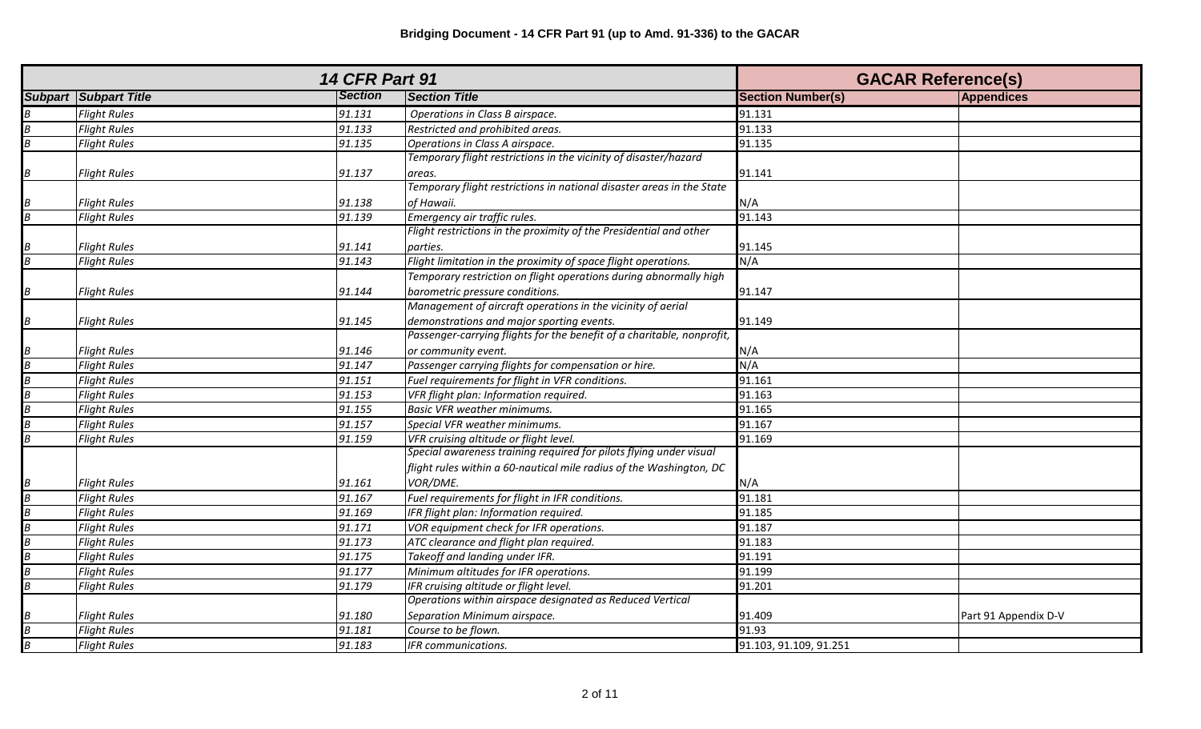# Bridging Document - 14 CFR Part 91 (up to Amd. 91-336) to the GACAR

| 14 CFR Part 91 | | | | GACAR Reference(s) | |
|---|---|---|---|---|---|
| *Subpart* | *Subpart Title* | *Section* | *Section Title* | **Section Number(s)** | **Appendices** |
| *B* | *Flight Rules* | *91.131* | *Operations in Class B airspace.* | 91.131 | |
| *B* | *Flight Rules* | *91.133* | *Restricted and prohibited areas.* | 91.133 | |
| *B* | *Flight Rules* | *91.135* | *Operations in Class A airspace.* | 91.135 | |
| *B* | *Flight Rules* | *91.137* | *Temporary flight restrictions in the vicinity of disaster/hazard areas.* | 91.141 | |
| *B* | *Flight Rules* | *91.138* | *Temporary flight restrictions in national disaster areas in the State of Hawaii.* | N/A | |
| *B* | *Flight Rules* | *91.139* | *Emergency air traffic rules.* | 91.143 | |
| *B* | *Flight Rules* | *91.141* | *Flight restrictions in the proximity of the Presidential and other parties.* | 91.145 | |
| *B* | *Flight Rules* | *91.143* | *Flight limitation in the proximity of space flight operations.* | N/A | |
| *B* | *Flight Rules* | *91.144* | *Temporary restriction on flight operations during abnormally high barometric pressure conditions.* | 91.147 | |
| *B* | *Flight Rules* | *91.145* | *Management of aircraft operations in the vicinity of aerial demonstrations and major sporting events.* | 91.149 | |
| *B* | *Flight Rules* | *91.146* | *Passenger-carrying flights for the benefit of a charitable, nonprofit, or community event.* | N/A | |
| *B* | *Flight Rules* | *91.147* | *Passenger carrying flights for compensation or hire.* | N/A | |
| *B* | *Flight Rules* | *91.151* | *Fuel requirements for flight in VFR conditions.* | 91.161 | |
| *B* | *Flight Rules* | *91.153* | *VFR flight plan: Information required.* | 91.163 | |
| *B* | *Flight Rules* | *91.155* | *Basic VFR weather minimums.* | 91.165 | |
| *B* | *Flight Rules* | *91.157* | *Special VFR weather minimums.* | 91.167 | |
| *B* | *Flight Rules* | *91.159* | *VFR cruising altitude or flight level.* | 91.169 | |
| *B* | *Flight Rules* | *91.161* | *Special awareness training required for pilots flying under visual flight rules within a 60-nautical mile radius of the Washington, DC VOR/DME.* | N/A | |
| *B* | *Flight Rules* | *91.167* | *Fuel requirements for flight in IFR conditions.* | 91.181 | |
| *B* | *Flight Rules* | *91.169* | *IFR flight plan: Information required.* | 91.185 | |
| *B* | *Flight Rules* | *91.171* | *VOR equipment check for IFR operations.* | 91.187 | |
| *B* | *Flight Rules* | *91.173* | *ATC clearance and flight plan required.* | 91.183 | |
| *B* | *Flight Rules* | *91.175* | *Takeoff and landing under IFR.* | 91.191 | |
| *B* | *Flight Rules* | *91.177* | *Minimum altitudes for IFR operations.* | 91.199 | |
| *B* | *Flight Rules* | *91.179* | *IFR cruising altitude or flight level.* | 91.201 | |
| *B* | *Flight Rules* | *91.180* | *Operations within airspace designated as Reduced Vertical Separation Minimum airspace.* | 91.409 | Part 91 Appendix D-V |
| *B* | *Flight Rules* | *91.181* | *Course to be flown.* | 91.93 | |
| *B* | *Flight Rules* | *91.183* | *IFR communications.* | 91.103, 91.109, 91.251 | |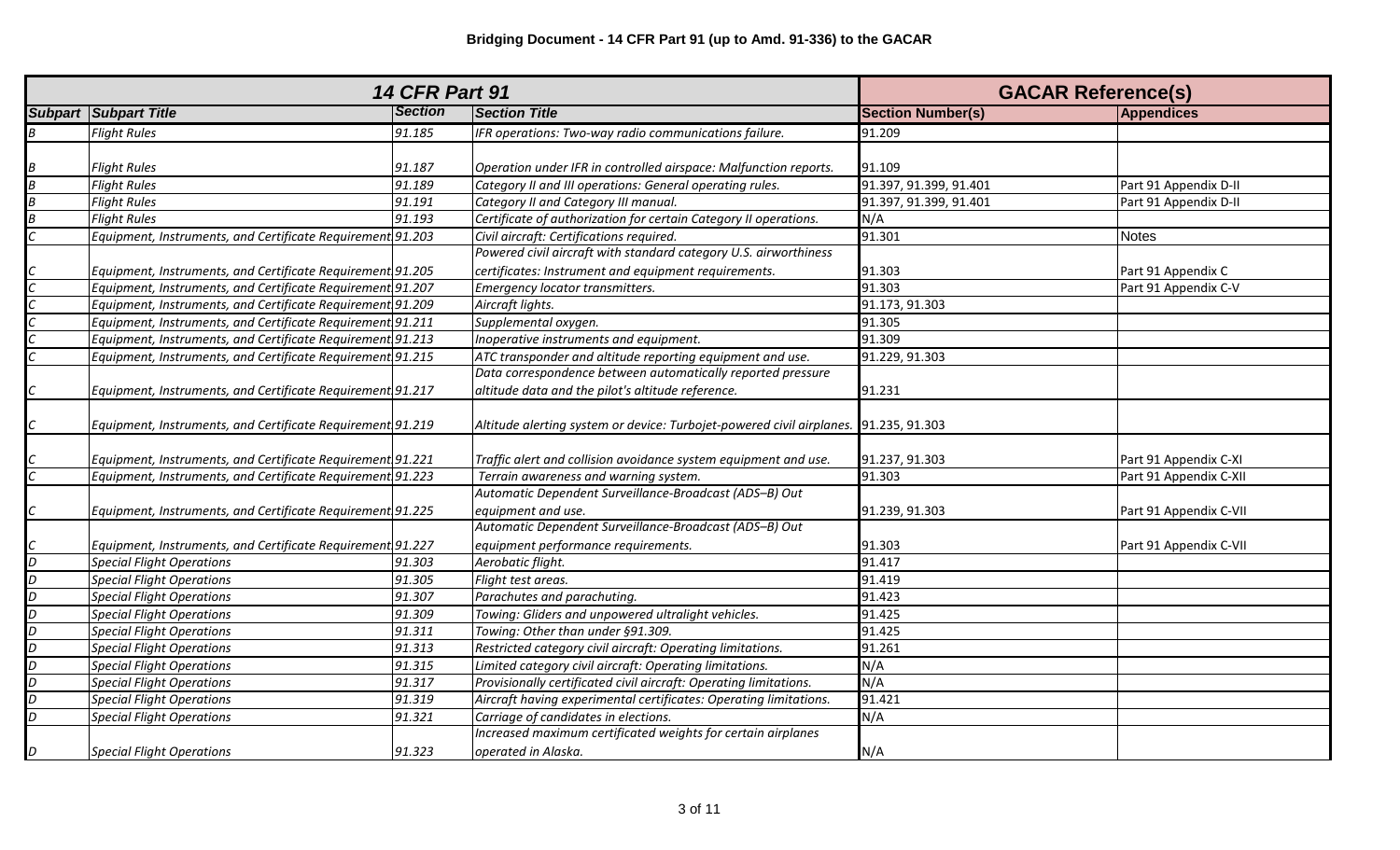# Bridging Document - 14 CFR Part 91 (up to Amd. 91-336) to the GACAR

| 14 CFR Part 91 | | | | GACAR Reference(s) | |
|---|---|---|---|---|---|
| **Subpart** | **Subpart Title** | **Section** | **Section Title** | **Section Number(s)** | **Appendices** |
| B | Flight Rules | 91.185 | IFR operations: Two-way radio communications failure. | 91.209 | |
| B | Flight Rules | 91.187 | Operation under IFR in controlled airspace: Malfunction reports. | 91.109 | |
| B | Flight Rules | 91.189 | Category II and III operations: General operating rules. | 91.397, 91.399, 91.401 | Part 91 Appendix D-II |
| B | Flight Rules | 91.191 | Category II and Category III manual. | 91.397, 91.399, 91.401 | Part 91 Appendix D-II |
| B | Flight Rules | 91.193 | Certificate of authorization for certain Category II operations. | N/A | |
| C | Equipment, Instruments, and Certificate Requirements | 91.203 | Civil aircraft: Certifications required. | 91.301 | Notes |
| C | Equipment, Instruments, and Certificate Requirements | 91.205 | Powered civil aircraft with standard category U.S. airworthiness certificates: Instrument and equipment requirements. | 91.303 | Part 91 Appendix C |
| C | Equipment, Instruments, and Certificate Requirements | 91.207 | Emergency locator transmitters. | 91.303 | Part 91 Appendix C-V |
| C | Equipment, Instruments, and Certificate Requirements | 91.209 | Aircraft lights. | 91.173, 91.303 | |
| C | Equipment, Instruments, and Certificate Requirements | 91.211 | Supplemental oxygen. | 91.305 | |
| C | Equipment, Instruments, and Certificate Requirements | 91.213 | Inoperative instruments and equipment. | 91.309 | |
| C | Equipment, Instruments, and Certificate Requirements | 91.215 | ATC transponder and altitude reporting equipment and use. | 91.229, 91.303 | |
| C | Equipment, Instruments, and Certificate Requirements | 91.217 | Data correspondence between automatically reported pressure altitude data and the pilot's altitude reference. | 91.231 | |
| C | Equipment, Instruments, and Certificate Requirements | 91.219 | Altitude alerting system or device: Turbojet-powered civil airplanes. | 91.235, 91.303 | |
| C | Equipment, Instruments, and Certificate Requirements | 91.221 | Traffic alert and collision avoidance system equipment and use. | 91.237, 91.303 | Part 91 Appendix C-XI |
| C | Equipment, Instruments, and Certificate Requirements | 91.223 | Terrain awareness and warning system. | 91.303 | Part 91 Appendix C-XII |
| C | Equipment, Instruments, and Certificate Requirements | 91.225 | Automatic Dependent Surveillance-Broadcast (ADS–B) Out equipment and use. | 91.239, 91.303 | Part 91 Appendix C-VII |
| C | Equipment, Instruments, and Certificate Requirements | 91.227 | Automatic Dependent Surveillance-Broadcast (ADS–B) Out equipment performance requirements. | 91.303 | Part 91 Appendix C-VII |
| D | Special Flight Operations | 91.303 | Aerobatic flight. | 91.417 | |
| D | Special Flight Operations | 91.305 | Flight test areas. | 91.419 | |
| D | Special Flight Operations | 91.307 | Parachutes and parachuting. | 91.423 | |
| D | Special Flight Operations | 91.309 | Towing: Gliders and unpowered ultralight vehicles. | 91.425 | |
| D | Special Flight Operations | 91.311 | Towing: Other than under §91.309. | 91.425 | |
| D | Special Flight Operations | 91.313 | Restricted category civil aircraft: Operating limitations. | 91.261 | |
| D | Special Flight Operations | 91.315 | Limited category civil aircraft: Operating limitations. | N/A | |
| D | Special Flight Operations | 91.317 | Provisionally certificated civil aircraft: Operating limitations. | N/A | |
| D | Special Flight Operations | 91.319 | Aircraft having experimental certificates: Operating limitations. | 91.421 | |
| D | Special Flight Operations | 91.321 | Carriage of candidates in elections. | N/A | |
| D | Special Flight Operations | 91.323 | Increased maximum certificated weights for certain airplanes operated in Alaska. | N/A | |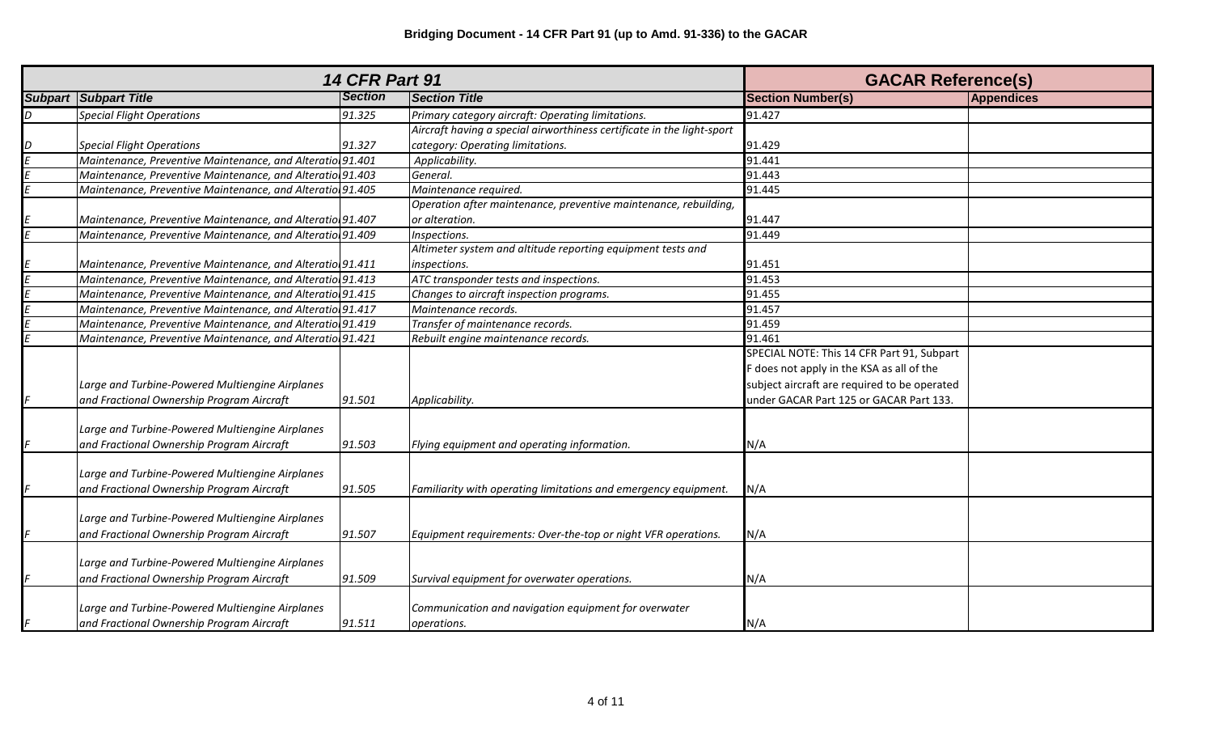**Bridging Document - 14 CFR Part 91 (up to Amd. 91-336) to the GACAR**

| 14 CFR Part 91 | | | | GACAR Reference(s) | |
|---|---|---|---|---|---|
| **Subpart** | **Subpart Title** | **Section** | **Section Title** | **Section Number(s)** | **Appendices** |
| D | Special Flight Operations | 91.325 | Primary category aircraft: Operating limitations. | 91.427 | |
| D | Special Flight Operations | 91.327 | Aircraft having a special airworthiness certificate in the light-sport category: Operating limitations. | 91.429 | |
| E | Maintenance, Preventive Maintenance, and Alteratio | 91.401 | Applicability. | 91.441 | |
| E | Maintenance, Preventive Maintenance, and Alteratio | 91.403 | General. | 91.443 | |
| E | Maintenance, Preventive Maintenance, and Alteratio | 91.405 | Maintenance required. | 91.445 | |
| E | Maintenance, Preventive Maintenance, and Alteratio | 91.407 | Operation after maintenance, preventive maintenance, rebuilding, or alteration. | 91.447 | |
| E | Maintenance, Preventive Maintenance, and Alteratio | 91.409 | Inspections. | 91.449 | |
| E | Maintenance, Preventive Maintenance, and Alteratio | 91.411 | Altimeter system and altitude reporting equipment tests and inspections. | 91.451 | |
| E | Maintenance, Preventive Maintenance, and Alteratio | 91.413 | ATC transponder tests and inspections. | 91.453 | |
| E | Maintenance, Preventive Maintenance, and Alteratio | 91.415 | Changes to aircraft inspection programs. | 91.455 | |
| E | Maintenance, Preventive Maintenance, and Alteratio | 91.417 | Maintenance records. | 91.457 | |
| E | Maintenance, Preventive Maintenance, and Alteratio | 91.419 | Transfer of maintenance records. | 91.459 | |
| E | Maintenance, Preventive Maintenance, and Alteratio | 91.421 | Rebuilt engine maintenance records. | 91.461 | |
| F | Large and Turbine-Powered Multiengine Airplanes and Fractional Ownership Program Aircraft | 91.501 | Applicability. | SPECIAL NOTE: This 14 CFR Part 91, Subpart F does not apply in the KSA as all of the subject aircraft are required to be operated under GACAR Part 125 or GACAR Part 133. | |
| F | Large and Turbine-Powered Multiengine Airplanes and Fractional Ownership Program Aircraft | 91.503 | Flying equipment and operating information. | N/A | |
| F | Large and Turbine-Powered Multiengine Airplanes and Fractional Ownership Program Aircraft | 91.505 | Familiarity with operating limitations and emergency equipment. | N/A | |
| F | Large and Turbine-Powered Multiengine Airplanes and Fractional Ownership Program Aircraft | 91.507 | Equipment requirements: Over-the-top or night VFR operations. | N/A | |
| F | Large and Turbine-Powered Multiengine Airplanes and Fractional Ownership Program Aircraft | 91.509 | Survival equipment for overwater operations. | N/A | |
| F | Large and Turbine-Powered Multiengine Airplanes and Fractional Ownership Program Aircraft | 91.511 | Communication and navigation equipment for overwater operations. | N/A | |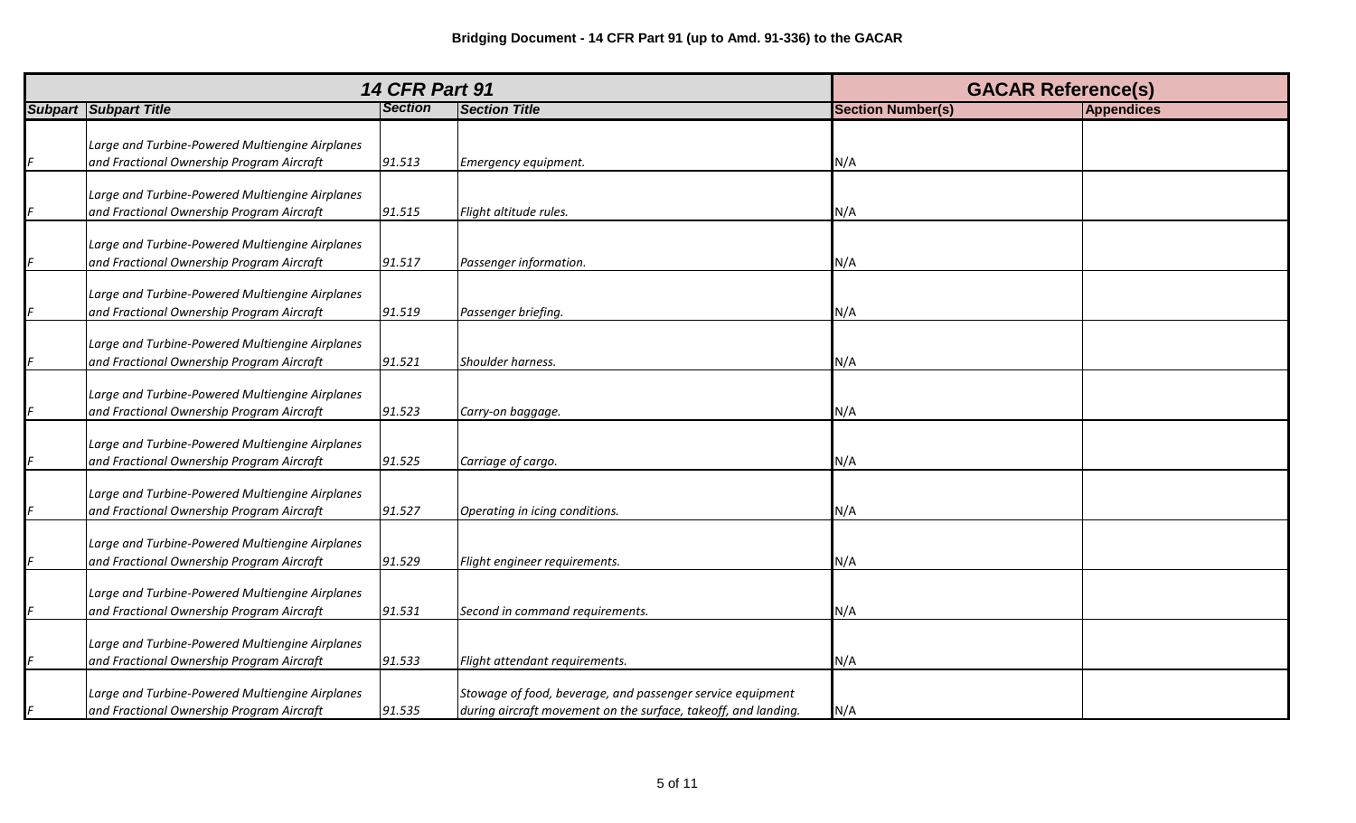**Bridging Document - 14 CFR Part 91 (up to Amd. 91-336) to the GACAR**

| 14 CFR Part 91 | | | | GACAR Reference(s) | |
|---|---|---|---|---|---|
| Subpart | Subpart Title | Section | Section Title | Section Number(s) | Appendices |
| F | Large and Turbine-Powered Multiengine Airplanes and Fractional Ownership Program Aircraft | 91.513 | Emergency equipment. | N/A | |
| F | Large and Turbine-Powered Multiengine Airplanes and Fractional Ownership Program Aircraft | 91.515 | Flight altitude rules. | N/A | |
| F | Large and Turbine-Powered Multiengine Airplanes and Fractional Ownership Program Aircraft | 91.517 | Passenger information. | N/A | |
| F | Large and Turbine-Powered Multiengine Airplanes and Fractional Ownership Program Aircraft | 91.519 | Passenger briefing. | N/A | |
| F | Large and Turbine-Powered Multiengine Airplanes and Fractional Ownership Program Aircraft | 91.521 | Shoulder harness. | N/A | |
| F | Large and Turbine-Powered Multiengine Airplanes and Fractional Ownership Program Aircraft | 91.523 | Carry-on baggage. | N/A | |
| F | Large and Turbine-Powered Multiengine Airplanes and Fractional Ownership Program Aircraft | 91.525 | Carriage of cargo. | N/A | |
| F | Large and Turbine-Powered Multiengine Airplanes and Fractional Ownership Program Aircraft | 91.527 | Operating in icing conditions. | N/A | |
| F | Large and Turbine-Powered Multiengine Airplanes and Fractional Ownership Program Aircraft | 91.529 | Flight engineer requirements. | N/A | |
| F | Large and Turbine-Powered Multiengine Airplanes and Fractional Ownership Program Aircraft | 91.531 | Second in command requirements. | N/A | |
| F | Large and Turbine-Powered Multiengine Airplanes and Fractional Ownership Program Aircraft | 91.533 | Flight attendant requirements. | N/A | |
| F | Large and Turbine-Powered Multiengine Airplanes and Fractional Ownership Program Aircraft | 91.535 | Stowage of food, beverage, and passenger service equipment during aircraft movement on the surface, takeoff, and landing. | N/A | |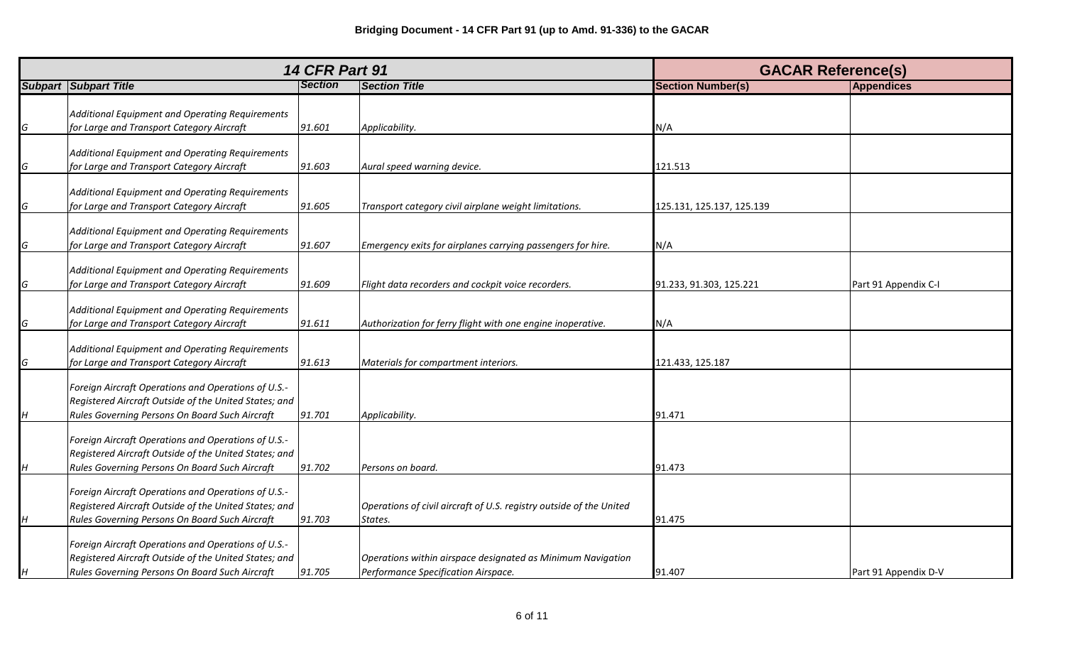**Bridging Document - 14 CFR Part 91 (up to Amd. 91-336) to the GACAR**

| 14 CFR Part 91 | | | | GACAR Reference(s) | |
|---|---|---|---|---|---|
| **Subpart** | **Subpart Title** | **Section** | **Section Title** | **Section Number(s)** | **Appendices** |
| G | *Additional Equipment and Operating Requirements for Large and Transport Category Aircraft* | 91.601 | *Applicability.* | N/A | |
| G | *Additional Equipment and Operating Requirements for Large and Transport Category Aircraft* | 91.603 | *Aural speed warning device.* | 121.513 | |
| G | *Additional Equipment and Operating Requirements for Large and Transport Category Aircraft* | 91.605 | *Transport category civil airplane weight limitations.* | 125.131, 125.137, 125.139 | |
| G | *Additional Equipment and Operating Requirements for Large and Transport Category Aircraft* | 91.607 | *Emergency exits for airplanes carrying passengers for hire.* | N/A | |
| G | *Additional Equipment and Operating Requirements for Large and Transport Category Aircraft* | 91.609 | *Flight data recorders and cockpit voice recorders.* | 91.233, 91.303, 125.221 | Part 91 Appendix C-I |
| G | *Additional Equipment and Operating Requirements for Large and Transport Category Aircraft* | 91.611 | *Authorization for ferry flight with one engine inoperative.* | N/A | |
| G | *Additional Equipment and Operating Requirements for Large and Transport Category Aircraft* | 91.613 | *Materials for compartment interiors.* | 121.433, 125.187 | |
| H | *Foreign Aircraft Operations and Operations of U.S.-Registered Aircraft Outside of the United States; and Rules Governing Persons On Board Such Aircraft* | 91.701 | *Applicability.* | 91.471 | |
| H | *Foreign Aircraft Operations and Operations of U.S.-Registered Aircraft Outside of the United States; and Rules Governing Persons On Board Such Aircraft* | 91.702 | *Persons on board.* | 91.473 | |
| H | *Foreign Aircraft Operations and Operations of U.S.-Registered Aircraft Outside of the United States; and Rules Governing Persons On Board Such Aircraft* | 91.703 | *Operations of civil aircraft of U.S. registry outside of the United States.* | 91.475 | |
| H | *Foreign Aircraft Operations and Operations of U.S.-Registered Aircraft Outside of the United States; and Rules Governing Persons On Board Such Aircraft* | 91.705 | *Operations within airspace designated as Minimum Navigation Performance Specification Airspace.* | 91.407 | Part 91 Appendix D-V |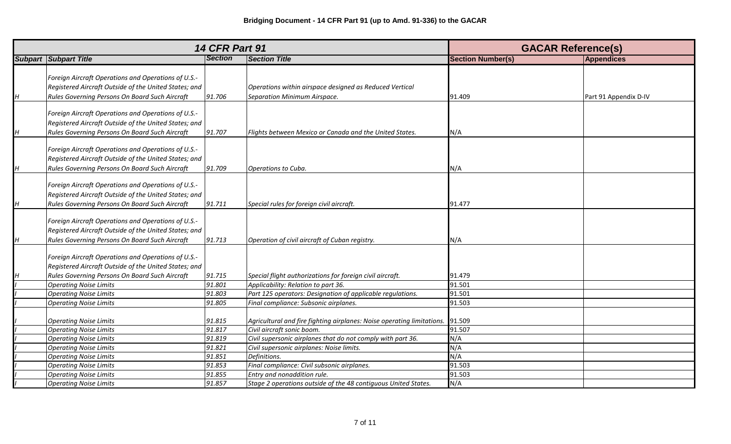# Bridging Document - 14 CFR Part 91 (up to Amd. 91-336) to the GACAR

| 14 CFR Part 91 | | | | GACAR Reference(s) | |
|---|---|---|---|---|---|
| Subpart | Subpart Title | Section | Section Title | Section Number(s) | Appendices |
| *H* | *Foreign Aircraft Operations and Operations of U.S.-Registered Aircraft Outside of the United States; and Rules Governing Persons On Board Such Aircraft* | *91.706* | *Operations within airspace designed as Reduced Vertical Separation Minimum Airspace.* | 91.409 | Part 91 Appendix D-IV |
| *H* | *Foreign Aircraft Operations and Operations of U.S.-Registered Aircraft Outside of the United States; and Rules Governing Persons On Board Such Aircraft* | *91.707* | *Flights between Mexico or Canada and the United States.* | N/A | |
| *H* | *Foreign Aircraft Operations and Operations of U.S.-Registered Aircraft Outside of the United States; and Rules Governing Persons On Board Such Aircraft* | *91.709* | *Operations to Cuba.* | N/A | |
| *H* | *Foreign Aircraft Operations and Operations of U.S.-Registered Aircraft Outside of the United States; and Rules Governing Persons On Board Such Aircraft* | *91.711* | *Special rules for foreign civil aircraft.* | 91.477 | |
| *H* | *Foreign Aircraft Operations and Operations of U.S.-Registered Aircraft Outside of the United States; and Rules Governing Persons On Board Such Aircraft* | *91.713* | *Operation of civil aircraft of Cuban registry.* | N/A | |
| *H* | *Foreign Aircraft Operations and Operations of U.S.-Registered Aircraft Outside of the United States; and Rules Governing Persons On Board Such Aircraft* | *91.715* | *Special flight authorizations for foreign civil aircraft.* | 91.479 | |
| *I* | *Operating Noise Limits* | *91.801* | *Applicability: Relation to part 36.* | 91.501 | |
| *I* | *Operating Noise Limits* | *91.803* | *Part 125 operators: Designation of applicable regulations.* | 91.501 | |
| *I* | *Operating Noise Limits* | *91.805* | *Final compliance: Subsonic airplanes.* | 91.503 | |
| *I* | *Operating Noise Limits* | *91.815* | *Agricultural and fire fighting airplanes: Noise operating limitations.* | 91.509 | |
| *I* | *Operating Noise Limits* | *91.817* | *Civil aircraft sonic boom.* | 91.507 | |
| *I* | *Operating Noise Limits* | *91.819* | *Civil supersonic airplanes that do not comply with part 36.* | N/A | |
| *I* | *Operating Noise Limits* | *91.821* | *Civil supersonic airplanes: Noise limits.* | N/A | |
| *I* | *Operating Noise Limits* | *91.851* | *Definitions.* | N/A | |
| *I* | *Operating Noise Limits* | *91.853* | *Final compliance: Civil subsonic airplanes.* | 91.503 | |
| *I* | *Operating Noise Limits* | *91.855* | *Entry and nonaddition rule.* | 91.503 | |
| *I* | *Operating Noise Limits* | *91.857* | *Stage 2 operations outside of the 48 contiguous United States.* | N/A | |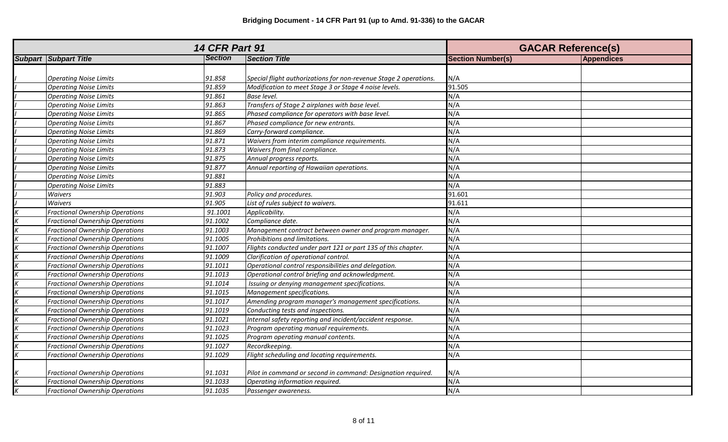**Bridging Document - 14 CFR Part 91 (up to Amd. 91-336) to the GACAR**

| 14 CFR Part 91 | | | | GACAR Reference(s) | |
|---|---|---|---|---|---|
| *Subpart* | *Subpart Title* | *Section* | *Section Title* | Section Number(s) | Appendices |
| *I* | *Operating Noise Limits* | *91.858* | *Special flight authorizations for non-revenue Stage 2 operations.* | N/A | |
| *I* | *Operating Noise Limits* | *91.859* | *Modification to meet Stage 3 or Stage 4 noise levels.* | 91.505 | |
| *I* | *Operating Noise Limits* | *91.861* | *Base level.* | N/A | |
| *I* | *Operating Noise Limits* | *91.863* | *Transfers of Stage 2 airplanes with base level.* | N/A | |
| *I* | *Operating Noise Limits* | *91.865* | *Phased compliance for operators with base level.* | N/A | |
| *I* | *Operating Noise Limits* | *91.867* | *Phased compliance for new entrants.* | N/A | |
| *I* | *Operating Noise Limits* | *91.869* | *Carry-forward compliance.* | N/A | |
| *I* | *Operating Noise Limits* | *91.871* | *Waivers from interim compliance requirements.* | N/A | |
| *I* | *Operating Noise Limits* | *91.873* | *Waivers from final compliance.* | N/A | |
| *I* | *Operating Noise Limits* | *91.875* | *Annual progress reports.* | N/A | |
| *I* | *Operating Noise Limits* | *91.877* | *Annual reporting of Hawaiian operations.* | N/A | |
| *I* | *Operating Noise Limits* | *91.881* | | N/A | |
| *I* | *Operating Noise Limits* | *91.883* | | N/A | |
| *J* | *Waivers* | *91.903* | *Policy and procedures.* | 91.601 | |
| *J* | *Waivers* | *91.905* | *List of rules subject to waivers.* | 91.611 | |
| *K* | *Fractional Ownership Operations* | *91.1001* | *Applicability.* | N/A | |
| *K* | *Fractional Ownership Operations* | *91.1002* | *Compliance date.* | N/A | |
| *K* | *Fractional Ownership Operations* | *91.1003* | *Management contract between owner and program manager.* | N/A | |
| *K* | *Fractional Ownership Operations* | *91.1005* | *Prohibitions and limitations.* | N/A | |
| *K* | *Fractional Ownership Operations* | *91.1007* | *Flights conducted under part 121 or part 135 of this chapter.* | N/A | |
| *K* | *Fractional Ownership Operations* | *91.1009* | *Clarification of operational control.* | N/A | |
| *K* | *Fractional Ownership Operations* | *91.1011* | *Operational control responsibilities and delegation.* | N/A | |
| *K* | *Fractional Ownership Operations* | *91.1013* | *Operational control briefing and acknowledgment.* | N/A | |
| *K* | *Fractional Ownership Operations* | *91.1014* | *Issuing or denying management specifications.* | N/A | |
| *K* | *Fractional Ownership Operations* | *91.1015* | *Management specifications.* | N/A | |
| *K* | *Fractional Ownership Operations* | *91.1017* | *Amending program manager's management specifications.* | N/A | |
| *K* | *Fractional Ownership Operations* | *91.1019* | *Conducting tests and inspections.* | N/A | |
| *K* | *Fractional Ownership Operations* | *91.1021* | *Internal safety reporting and incident/accident response.* | N/A | |
| *K* | *Fractional Ownership Operations* | *91.1023* | *Program operating manual requirements.* | N/A | |
| *K* | *Fractional Ownership Operations* | *91.1025* | *Program operating manual contents.* | N/A | |
| *K* | *Fractional Ownership Operations* | *91.1027* | *Recordkeeping.* | N/A | |
| *K* | *Fractional Ownership Operations* | *91.1029* | *Flight scheduling and locating requirements.* | N/A | |
| *K* | *Fractional Ownership Operations* | *91.1031* | *Pilot in command or second in command: Designation required.* | N/A | |
| *K* | *Fractional Ownership Operations* | *91.1033* | *Operating information required.* | N/A | |
| *K* | *Fractional Ownership Operations* | *91.1035* | *Passenger awareness.* | N/A | |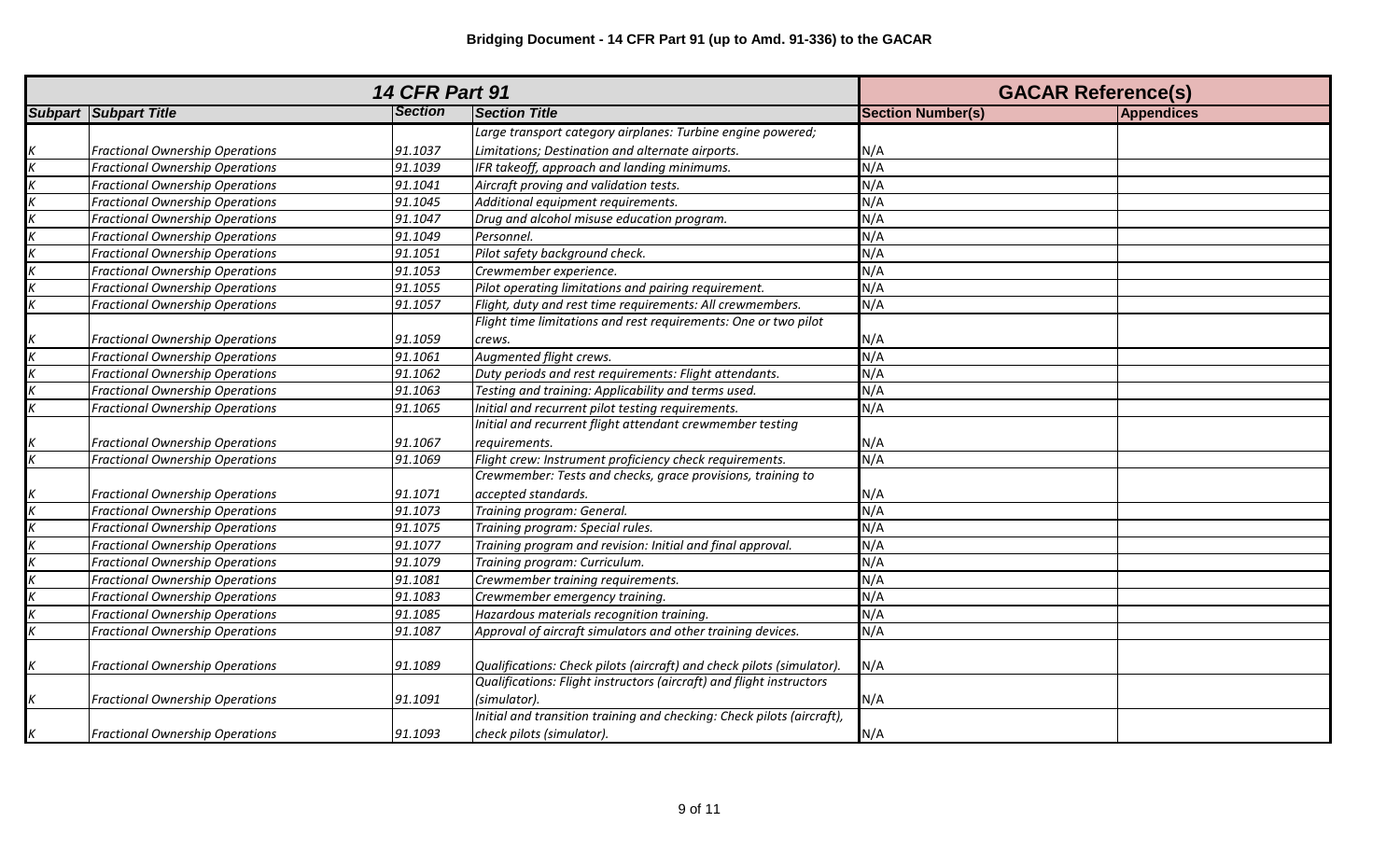**Bridging Document - 14 CFR Part 91 (up to Amd. 91-336) to the GACAR**

| 14 CFR Part 91 | | | | GACAR Reference(s) | |
|---|---|---|---|---|---|
| *Subpart* | *Subpart Title* | *Section* | *Section Title* | *Section Number(s)* | *Appendices* |
| K | Fractional Ownership Operations | 91.1037 | Large transport category airplanes: Turbine engine powered; Limitations; Destination and alternate airports. | N/A | |
| K | Fractional Ownership Operations | 91.1039 | IFR takeoff, approach and landing minimums. | N/A | |
| K | Fractional Ownership Operations | 91.1041 | Aircraft proving and validation tests. | N/A | |
| K | Fractional Ownership Operations | 91.1045 | Additional equipment requirements. | N/A | |
| K | Fractional Ownership Operations | 91.1047 | Drug and alcohol misuse education program. | N/A | |
| K | Fractional Ownership Operations | 91.1049 | Personnel. | N/A | |
| K | Fractional Ownership Operations | 91.1051 | Pilot safety background check. | N/A | |
| K | Fractional Ownership Operations | 91.1053 | Crewmember experience. | N/A | |
| K | Fractional Ownership Operations | 91.1055 | Pilot operating limitations and pairing requirement. | N/A | |
| K | Fractional Ownership Operations | 91.1057 | Flight, duty and rest time requirements: All crewmembers. | N/A | |
| K | Fractional Ownership Operations | 91.1059 | Flight time limitations and rest requirements: One or two pilot crews. | N/A | |
| K | Fractional Ownership Operations | 91.1061 | Augmented flight crews. | N/A | |
| K | Fractional Ownership Operations | 91.1062 | Duty periods and rest requirements: Flight attendants. | N/A | |
| K | Fractional Ownership Operations | 91.1063 | Testing and training: Applicability and terms used. | N/A | |
| K | Fractional Ownership Operations | 91.1065 | Initial and recurrent pilot testing requirements. | N/A | |
| K | Fractional Ownership Operations | 91.1067 | Initial and recurrent flight attendant crewmember testing requirements. | N/A | |
| K | Fractional Ownership Operations | 91.1069 | Flight crew: Instrument proficiency check requirements. | N/A | |
| K | Fractional Ownership Operations | 91.1071 | Crewmember: Tests and checks, grace provisions, training to accepted standards. | N/A | |
| K | Fractional Ownership Operations | 91.1073 | Training program: General. | N/A | |
| K | Fractional Ownership Operations | 91.1075 | Training program: Special rules. | N/A | |
| K | Fractional Ownership Operations | 91.1077 | Training program and revision: Initial and final approval. | N/A | |
| K | Fractional Ownership Operations | 91.1079 | Training program: Curriculum. | N/A | |
| K | Fractional Ownership Operations | 91.1081 | Crewmember training requirements. | N/A | |
| K | Fractional Ownership Operations | 91.1083 | Crewmember emergency training. | N/A | |
| K | Fractional Ownership Operations | 91.1085 | Hazardous materials recognition training. | N/A | |
| K | Fractional Ownership Operations | 91.1087 | Approval of aircraft simulators and other training devices. | N/A | |
| K | Fractional Ownership Operations | 91.1089 | Qualifications: Check pilots (aircraft) and check pilots (simulator). | N/A | |
| K | Fractional Ownership Operations | 91.1091 | Qualifications: Flight instructors (aircraft) and flight instructors (simulator). | N/A | |
| K | Fractional Ownership Operations | 91.1093 | Initial and transition training and checking: Check pilots (aircraft), check pilots (simulator). | N/A | |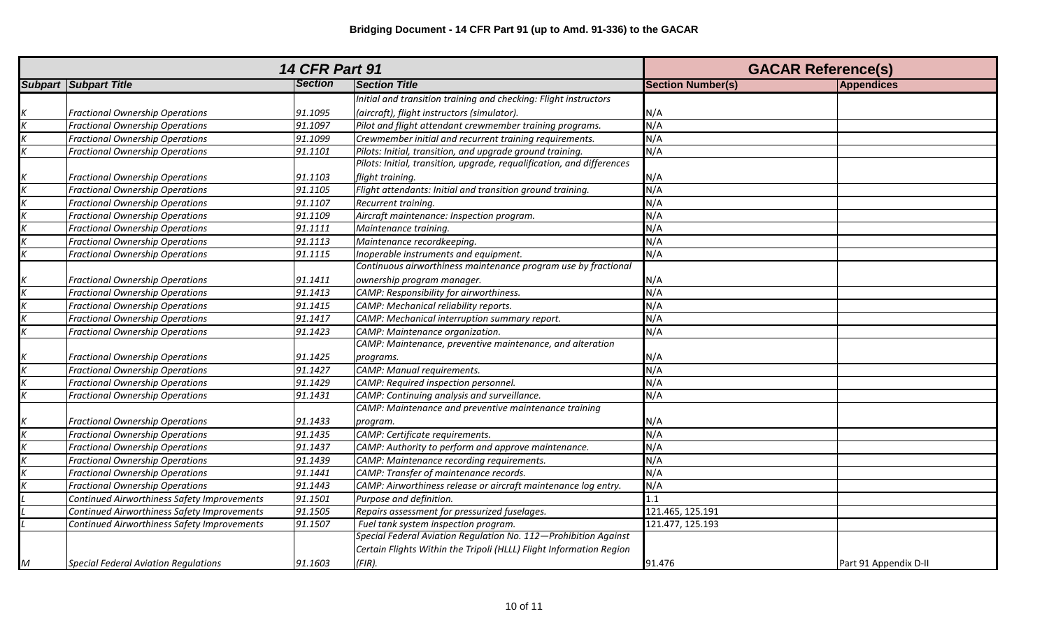## Bridging Document - 14 CFR Part 91 (up to Amd. 91-336) to the GACAR

| 14 CFR Part 91 | | | | GACAR Reference(s) | |
|---|---|---|---|---|---|
| *Subpart* | *Subpart Title* | *Section* | *Section Title* | **Section Number(s)** | **Appendices** |
| *K* | *Fractional Ownership Operations* | *91.1095* | *Initial and transition training and checking: Flight instructors (aircraft), flight instructors (simulator).* | N/A | |
| *K* | *Fractional Ownership Operations* | *91.1097* | *Pilot and flight attendant crewmember training programs.* | N/A | |
| *K* | *Fractional Ownership Operations* | *91.1099* | *Crewmember initial and recurrent training requirements.* | N/A | |
| *K* | *Fractional Ownership Operations* | *91.1101* | *Pilots: Initial, transition, and upgrade ground training.* | N/A | |
| *K* | *Fractional Ownership Operations* | *91.1103* | *Pilots: Initial, transition, upgrade, requalification, and differences flight training.* | N/A | |
| *K* | *Fractional Ownership Operations* | *91.1105* | *Flight attendants: Initial and transition ground training.* | N/A | |
| *K* | *Fractional Ownership Operations* | *91.1107* | *Recurrent training.* | N/A | |
| *K* | *Fractional Ownership Operations* | *91.1109* | *Aircraft maintenance: Inspection program.* | N/A | |
| *K* | *Fractional Ownership Operations* | *91.1111* | *Maintenance training.* | N/A | |
| *K* | *Fractional Ownership Operations* | *91.1113* | *Maintenance recordkeeping.* | N/A | |
| *K* | *Fractional Ownership Operations* | *91.1115* | *Inoperable instruments and equipment.* | N/A | |
| *K* | *Fractional Ownership Operations* | *91.1411* | *Continuous airworthiness maintenance program use by fractional ownership program manager.* | N/A | |
| *K* | *Fractional Ownership Operations* | *91.1413* | *CAMP: Responsibility for airworthiness.* | N/A | |
| *K* | *Fractional Ownership Operations* | *91.1415* | *CAMP: Mechanical reliability reports.* | N/A | |
| *K* | *Fractional Ownership Operations* | *91.1417* | *CAMP: Mechanical interruption summary report.* | N/A | |
| *K* | *Fractional Ownership Operations* | *91.1423* | *CAMP: Maintenance organization.* | N/A | |
| *K* | *Fractional Ownership Operations* | *91.1425* | *CAMP: Maintenance, preventive maintenance, and alteration programs.* | N/A | |
| *K* | *Fractional Ownership Operations* | *91.1427* | *CAMP: Manual requirements.* | N/A | |
| *K* | *Fractional Ownership Operations* | *91.1429* | *CAMP: Required inspection personnel.* | N/A | |
| *K* | *Fractional Ownership Operations* | *91.1431* | *CAMP: Continuing analysis and surveillance.* | N/A | |
| *K* | *Fractional Ownership Operations* | *91.1433* | *CAMP: Maintenance and preventive maintenance training program.* | N/A | |
| *K* | *Fractional Ownership Operations* | *91.1435* | *CAMP: Certificate requirements.* | N/A | |
| *K* | *Fractional Ownership Operations* | *91.1437* | *CAMP: Authority to perform and approve maintenance.* | N/A | |
| *K* | *Fractional Ownership Operations* | *91.1439* | *CAMP: Maintenance recording requirements.* | N/A | |
| *K* | *Fractional Ownership Operations* | *91.1441* | *CAMP: Transfer of maintenance records.* | N/A | |
| *K* | *Fractional Ownership Operations* | *91.1443* | *CAMP: Airworthiness release or aircraft maintenance log entry.* | N/A | |
| *L* | *Continued Airworthiness Safety Improvements* | *91.1501* | *Purpose and definition.* | 1.1 | |
| *L* | *Continued Airworthiness Safety Improvements* | *91.1505* | *Repairs assessment for pressurized fuselages.* | 121.465, 125.191 | |
| *L* | *Continued Airworthiness Safety Improvements* | *91.1507* | *Fuel tank system inspection program.* | 121.477, 125.193 | |
| *M* | *Special Federal Aviation Regulations* | *91.1603* | *Special Federal Aviation Regulation No. 112—Prohibition Against Certain Flights Within the Tripoli (HLLL) Flight Information Region (FIR).* | 91.476 | Part 91 Appendix D-II |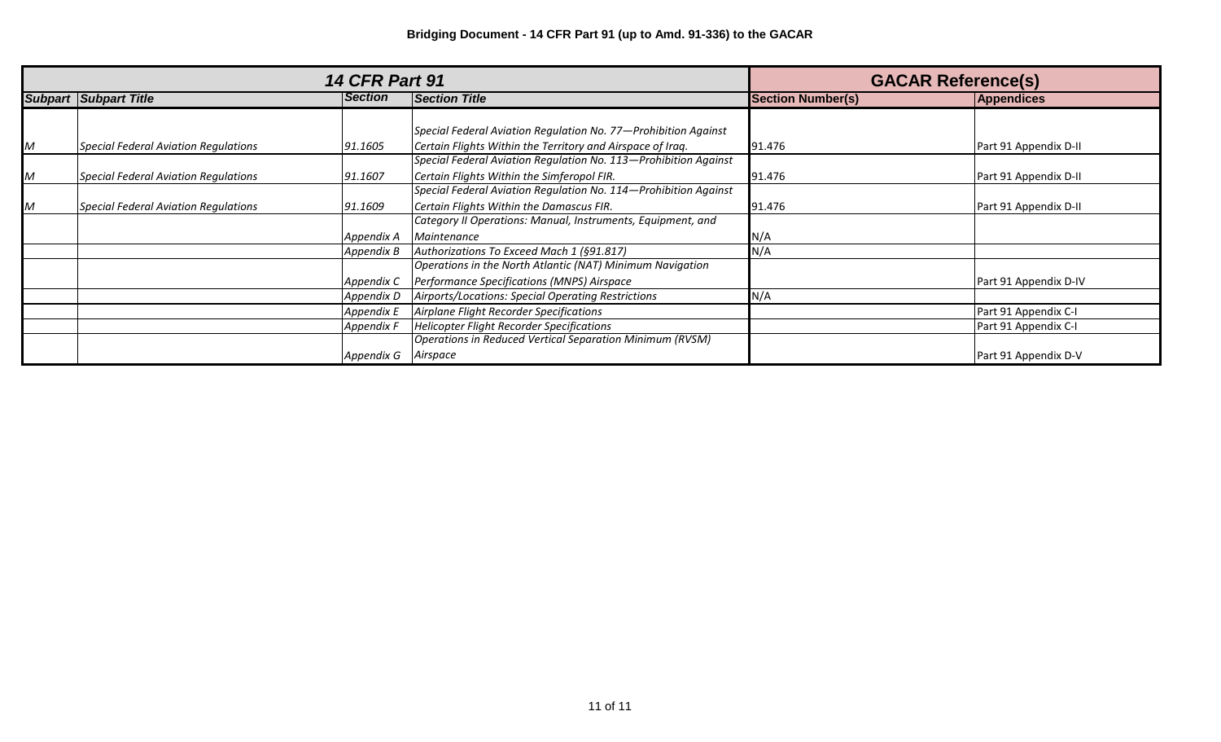**Bridging Document - 14 CFR Part 91 (up to Amd. 91-336) to the GACAR**

| *14 CFR Part 91* | | | | GACAR Reference(s) | |
|---|---|---|---|---|---|
| *Subpart* | *Subpart Title* | *Section* | *Section Title* | Section Number(s) | Appendices |
| *M* | *Special Federal Aviation Regulations* | *91.1605* | *Special Federal Aviation Regulation No. 77—Prohibition Against Certain Flights Within the Territory and Airspace of Iraq.* | 91.476 | Part 91 Appendix D-II |
| *M* | *Special Federal Aviation Regulations* | *91.1607* | *Special Federal Aviation Regulation No. 113—Prohibition Against Certain Flights Within the Simferopol FIR.* | 91.476 | Part 91 Appendix D-II |
| *M* | *Special Federal Aviation Regulations* | *91.1609* | *Special Federal Aviation Regulation No. 114—Prohibition Against Certain Flights Within the Damascus FIR.* | 91.476 | Part 91 Appendix D-II |
| | | *Appendix A* | *Category II Operations: Manual, Instruments, Equipment, and Maintenance* | N/A | |
| | | *Appendix B* | *Authorizations To Exceed Mach 1 (§91.817)* | N/A | |
| | | *Appendix C* | *Operations in the North Atlantic (NAT) Minimum Navigation Performance Specifications (MNPS) Airspace* | | Part 91 Appendix D-IV |
| | | *Appendix D* | *Airports/Locations: Special Operating Restrictions* | N/A | |
| | | *Appendix E* | *Airplane Flight Recorder Specifications* | | Part 91 Appendix C-I |
| | | *Appendix F* | *Helicopter Flight Recorder Specifications* | | Part 91 Appendix C-I |
| | | *Appendix G* | *Operations in Reduced Vertical Separation Minimum (RVSM) Airspace* | | Part 91 Appendix D-V |